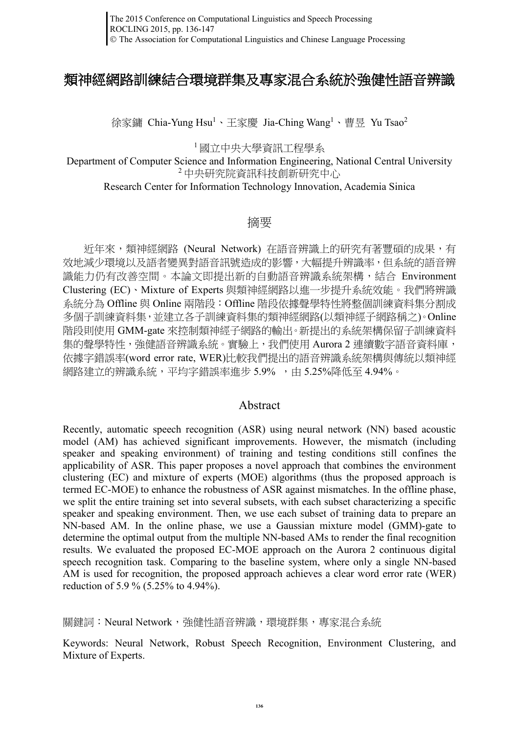# 類神經網路訓練結合環境群集及專家混合系統於強健性語音辨識

徐家鏞 Chia-Yung Hsu[1]、王家慶 Jia-Ching Wang[1]、曹昱 Yu Tsao[2]

[1] 國立中央大學資訊工程學系
Department of Computer Science and Information Engineering, National Central University
[2] 中央研究院資訊科技創新研究中心
Research Center for Information Technology Innovation, Academia Sinica

## 摘要

近年來，類神經網路 (Neural Network) 在語音辨識上的研究有著豐碩的成果，有效地減少環境以及語者變異對語音訊號造成的影響，大幅提升辨識率，但系統的語音辨識能力仍有改善空間。本論文即提出新的自動語音辨識系統架構，結合 Environment Clustering (EC)、Mixture of Experts 與類神經網路以進一步提升系統效能。我們將辨識系統分為 Offline 與 Online 兩階段：Offline 階段依據聲學特性將整個訓練資料集分割成多個子訓練資料集，並建立各子訓練資料集的類神經網路(以類神經子網路稱之)。Online 階段則使用 GMM-gate 來控制類神經子網路的輸出。新提出的系統架構保留子訓練資料集的聲學特性，強健語音辨識系統。實驗上，我們使用 Aurora 2 連續數字語音資料庫，依據字錯誤率(word error rate, WER)比較我們提出的語音辨識系統架構與傳統以類神經網路建立的辨識系統，平均字錯誤率進步 5.9% ，由 5.25%降低至 4.94%。

## Abstract

Recently, automatic speech recognition (ASR) using neural network (NN) based acoustic model (AM) has achieved significant improvements. However, the mismatch (including speaker and speaking environment) of training and testing conditions still confines the applicability of ASR. This paper proposes a novel approach that combines the environment clustering (EC) and mixture of experts (MOE) algorithms (thus the proposed approach is termed EC-MOE) to enhance the robustness of ASR against mismatches. In the offline phase, we split the entire training set into several subsets, with each subset characterizing a specific speaker and speaking environment. Then, we use each subset of training data to prepare an NN-based AM. In the online phase, we use a Gaussian mixture model (GMM)-gate to determine the optimal output from the multiple NN-based AMs to render the final recognition results. We evaluated the proposed EC-MOE approach on the Aurora 2 continuous digital speech recognition task. Comparing to the baseline system, where only a single NN-based AM is used for recognition, the proposed approach achieves a clear word error rate (WER) reduction of 5.9 % (5.25% to 4.94%).

關鍵詞：Neural Network，強健性語音辨識，環境群集，專家混合系統

Keywords: Neural Network, Robust Speech Recognition, Environment Clustering, and Mixture of Experts.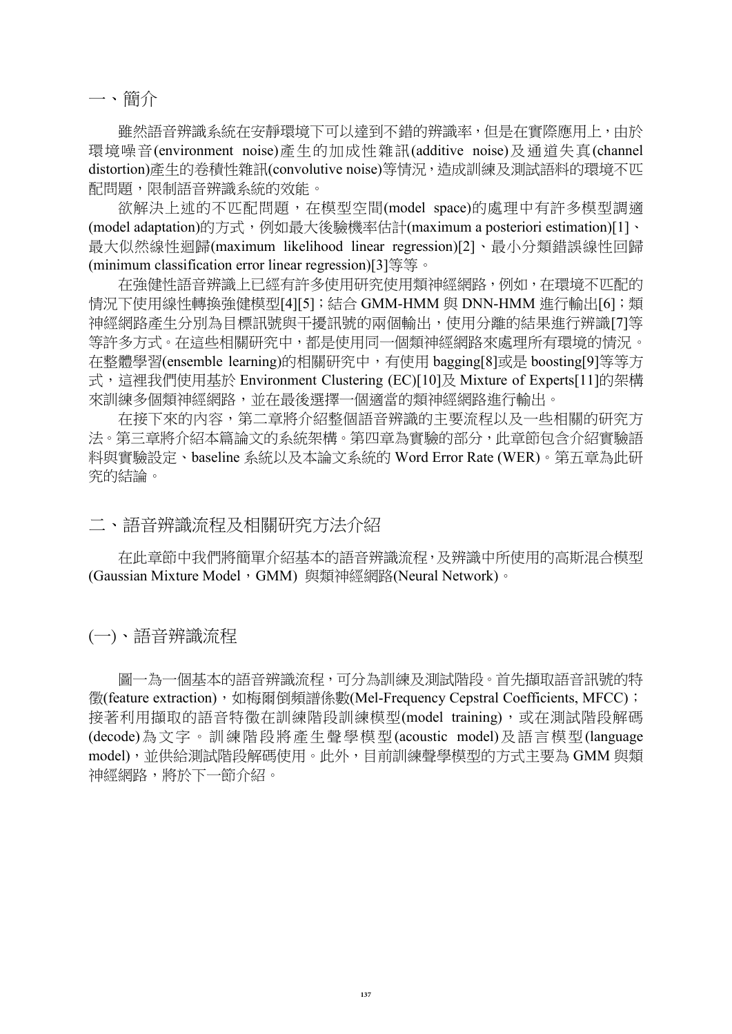## 一、簡介

雖然語音辨識系統在安靜環境下可以達到不錯的辨識率，但是在實際應用上，由於環境噪音(environment noise)產生的加成性雜訊(additive noise)及通道失真(channel distortion)產生的卷積性雜訊(convolutive noise)等情況，造成訓練及測試語料的環境不匹配問題，限制語音辨識系統的效能。

欲解決上述的不匹配問題，在模型空間(model space)的處理中有許多模型調適(model adaptation)的方式，例如最大後驗機率估計(maximum a posteriori estimation)[1]、最大似然線性迴歸(maximum likelihood linear regression)[2]、最小分類錯誤線性回歸(minimum classification error linear regression)[3]等等。

在強健性語音辨識上已經有許多使用研究使用類神經網路，例如，在環境不匹配的情況下使用線性轉換強健模型[4][5]；結合 GMM-HMM 與 DNN-HMM 進行輸出[6]；類神經網路產生分別為目標訊號與干擾訊號的兩個輸出，使用分離的結果進行辨識[7]等等許多方式。在這些相關研究中，都是使用同一個類神經網路來處理所有環境的情況。在整體學習(ensemble learning)的相關研究中，有使用 bagging[8]或是 boosting[9]等等方式，這裡我們使用基於 Environment Clustering (EC)[10]及 Mixture of Experts[11]的架構來訓練多個類神經網路，並在最後選擇一個適當的類神經網路進行輸出。

在接下來的內容，第二章將介紹整個語音辨識的主要流程以及一些相關的研究方法。第三章將介紹本篇論文的系統架構。第四章為實驗的部分，此章節包含介紹實驗語料與實驗設定、baseline 系統以及本論文系統的 Word Error Rate (WER)。第五章為此研究的結論。

## 二、語音辨識流程及相關研究方法介紹

在此章節中我們將簡單介紹基本的語音辨識流程，及辨識中所使用的高斯混合模型(Gaussian Mixture Model，GMM) 與類神經網路(Neural Network)。

### (一)、語音辨識流程

圖一為一個基本的語音辨識流程，可分為訓練及測試階段。首先擷取語音訊號的特徵(feature extraction)，如梅爾倒頻譜係數(Mel-Frequency Cepstral Coefficients, MFCC)；接著利用擷取的語音特徵在訓練階段訓練模型(model training)，或在測試階段解碼(decode)為文字。訓練階段將產生聲學模型(acoustic model)及語言模型(language model)，並供給測試階段解碼使用。此外，目前訓練聲學模型的方式主要為 GMM 與類神經網路，將於下一節介紹。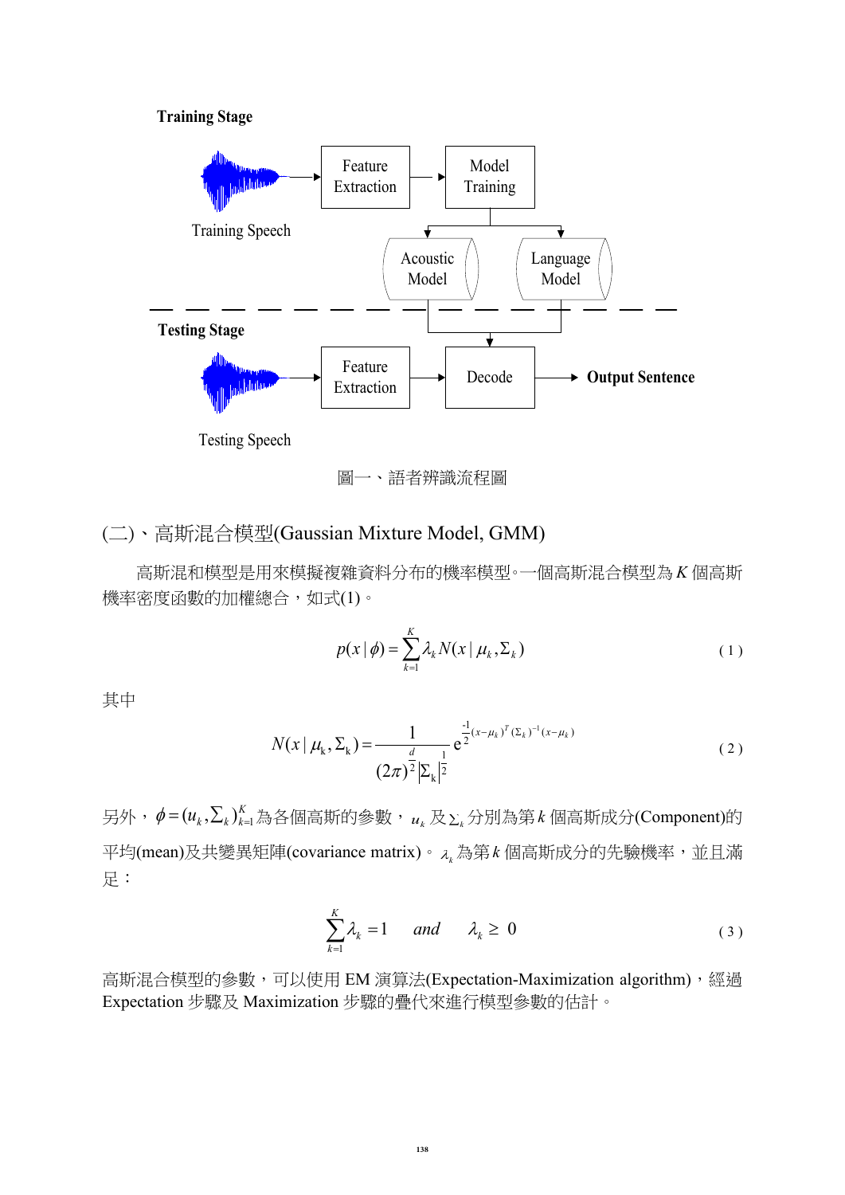Training Stage

Training Speech → Feature Extraction → Model Training → Acoustic Model, Language Model

Testing Stage

Testing Speech → Feature Extraction → Decode → **Output Sentence**

圖一、語者辨識流程圖

## (二)、高斯混合模型(Gaussian Mixture Model, GMM)

高斯混和模型是用來模擬複雜資料分布的機率模型。一個高斯混合模型為 $K$ 個高斯機率密度函數的加權總合，如式(1)。

$$p(x|\phi)=\sum_{k=1}^{K}\lambda_k N(x|\mu_k,\Sigma_k) \tag{1}$$

其中

$$N(x|\mu_k,\Sigma_k)=\frac{1}{(2\pi)^{\frac{d}{2}}|\Sigma_k|^{\frac{1}{2}}}e^{\frac{-1}{2}(x-\mu_k)^T(\Sigma_k)^{-1}(x-\mu_k)} \tag{2}$$

另外，$\phi=(u_k,\Sigma_k)_{k=1}^{K}$ 為各個高斯的參數，$u_k$ 及 $\Sigma_k$ 分別為第 $k$ 個高斯成分(Component)的平均(mean)及共變異矩陣(covariance matrix)。$\lambda_k$ 為第 $k$ 個高斯成分的先驗機率，並且滿足：

$$\sum_{k=1}^{K}\lambda_k=1 \quad and \quad \lambda_k \geq 0 \tag{3}$$

高斯混合模型的參數，可以使用 EM 演算法(Expectation-Maximization algorithm)，經過 Expectation 步驟及 Maximization 步驟的疊代來進行模型參數的估計。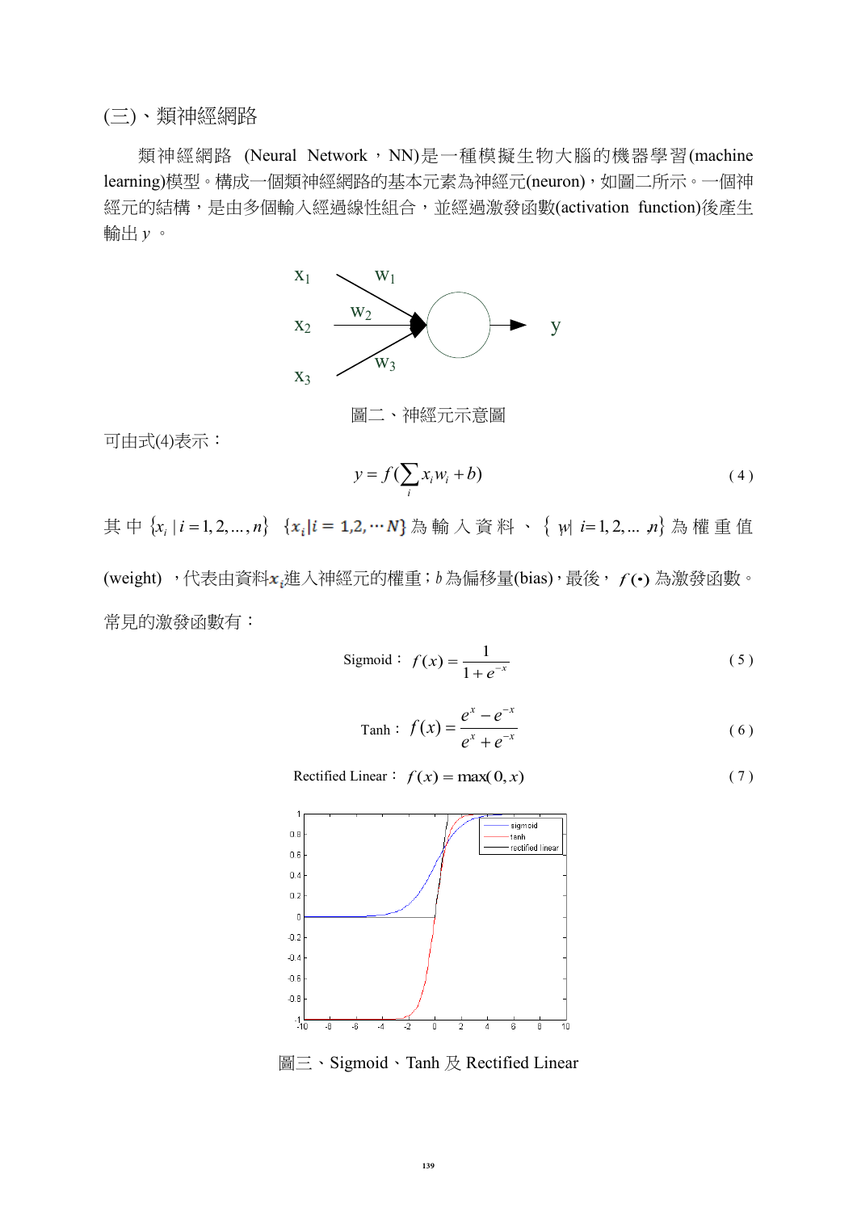## (三)、類神經網路

類神經網路 (Neural Network，NN)是一種模擬生物大腦的機器學習(machine learning)模型。構成一個類神經網路的基本元素為神經元(neuron)，如圖二所示。一個神經元的結構，是由多個輸入經過線性組合，並經過激發函數(activation function)後產生輸出 $y$ 。

圖二、神經元示意圖

可由式(4)表示：

$$y = f(\sum_i x_i w_i + b) \tag{4}$$

其中 $\{x_i \mid i = 1, 2, \ldots, n\}$ $\{x_i | i = 1,2, \cdots N\}$ 為輸入資料、$\{w_i \mid i = 1, 2, \ldots, n\}$ 為權重值(weight) ，代表由資料$x_i$進入神經元的權重；$b$ 為偏移量(bias)，最後，$f(\bullet)$ 為激發函數。常見的激發函數有：

$$\text{Sigmoid：} \; f(x) = \frac{1}{1 + e^{-x}} \tag{5}$$

$$\text{Tanh：} \; f(x) = \frac{e^x - e^{-x}}{e^x + e^{-x}} \tag{6}$$

$$\text{Rectified Linear：} \; f(x) = \max(0, x) \tag{7}$$

圖三、Sigmoid、Tanh 及 Rectified Linear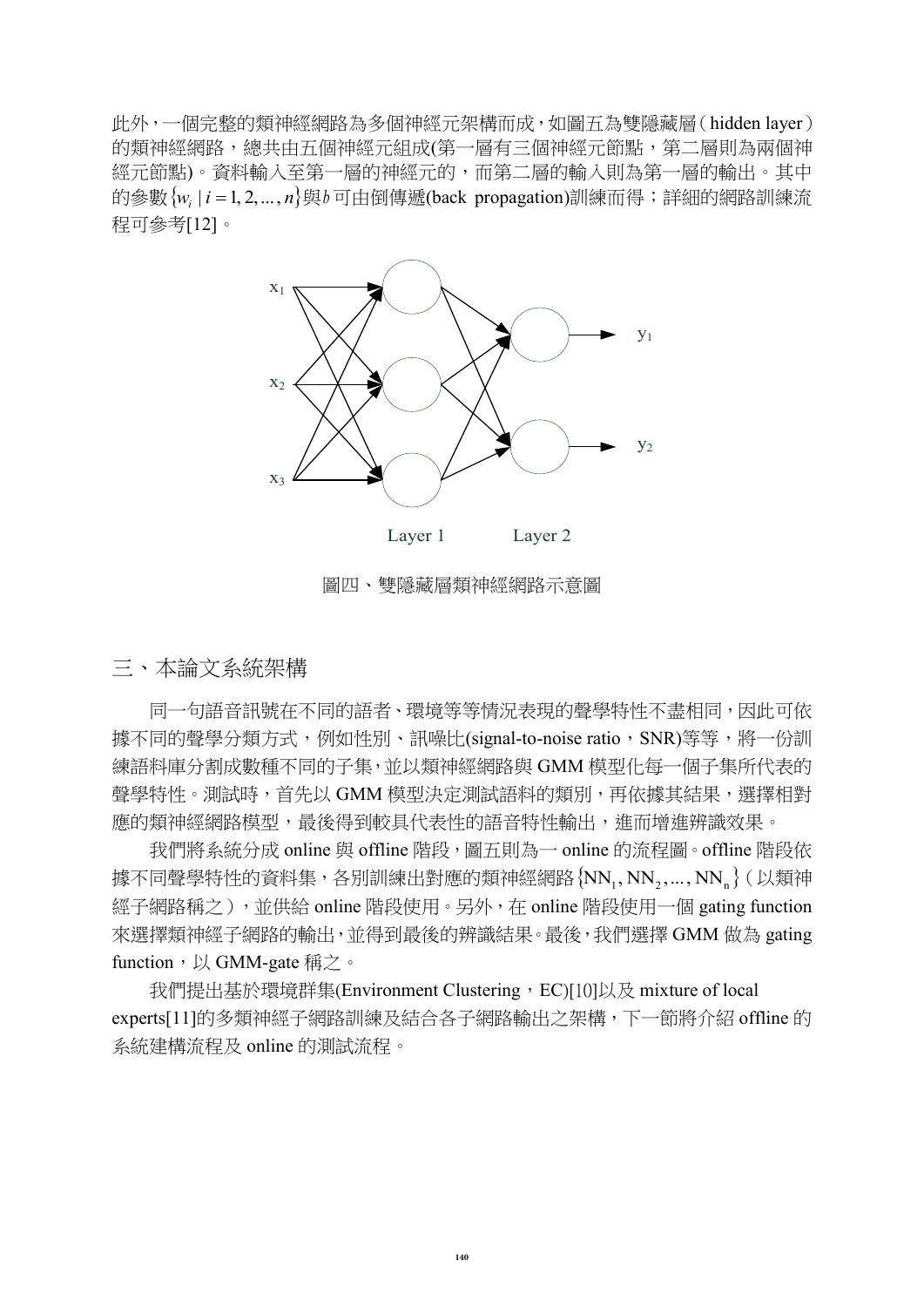此外，一個完整的類神經網路為多個神經元架構而成，如圖五為雙隱藏層（hidden layer）的類神經網路，總共由五個神經元組成(第一層有三個神經元節點，第二層則為兩個神經元節點)。資料輸入至第一層的神經元的，而第二層的輸入則為第一層的輸出。其中的參數$\{w_i \mid i = 1, 2, \ldots, n\}$與$b$可由倒傳遞(back propagation)訓練而得；詳細的網路訓練流程可參考[12]。

圖四、雙隱藏層類神經網路示意圖

## 三、本論文系統架構

同一句語音訊號在不同的語者、環境等等情況表現的聲學特性不盡相同，因此可依據不同的聲學分類方式，例如性別、訊噪比(signal-to-noise ratio，SNR)等等，將一份訓練語料庫分割成數種不同的子集，並以類神經網路與 GMM 模型化每一個子集所代表的聲學特性。測試時，首先以 GMM 模型決定測試語料的類別，再依據其結果，選擇相對應的類神經網路模型，最後得到較具代表性的語音特性輸出，進而增進辨識效果。

我們將系統分成 online 與 offline 階段，圖五則為一 online 的流程圖。offline 階段依據不同聲學特性的資料集，各別訓練出對應的類神經網路$\{\mathrm{NN}_1, \mathrm{NN}_2, \ldots, \mathrm{NN}_n\}$（以類神經子網路稱之），並供給 online 階段使用。另外，在 online 階段使用一個 gating function 來選擇類神經子網路的輸出，並得到最後的辨識結果。最後，我們選擇 GMM 做為 gating function，以 GMM-gate 稱之。

我們提出基於環境群集(Environment Clustering，EC)[10]以及 mixture of local experts[11]的多類神經子網路訓練及結合各子網路輸出之架構，下一節將介紹 offline 的系統建構流程及 online 的測試流程。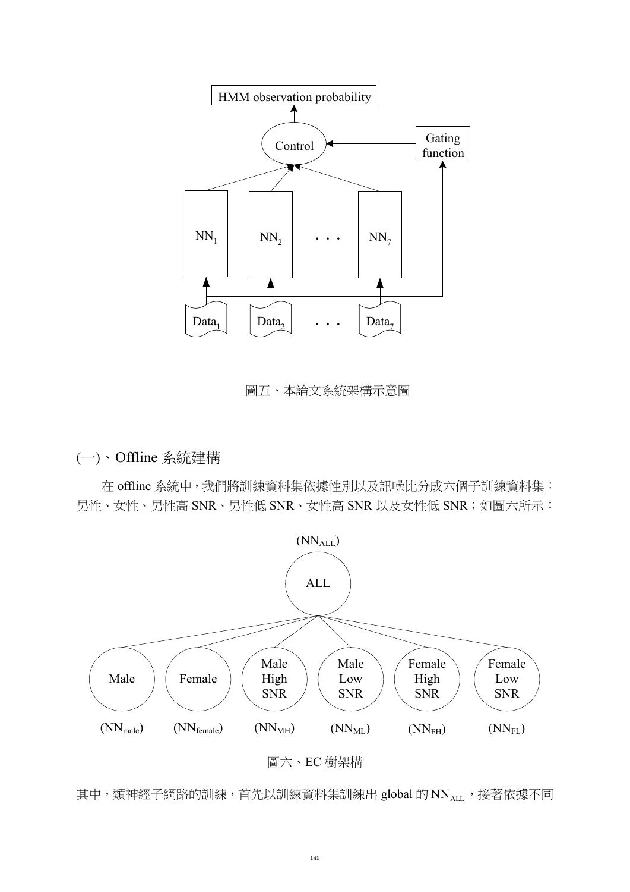圖五、本論文系統架構示意圖

## (一)、Offline 系統建構

在 offline 系統中，我們將訓練資料集依據性別以及訊噪比分成六個子訓練資料集：男性、女性、男性高 SNR、男性低 SNR、女性高 SNR 以及女性低 SNR；如圖六所示：

圖六、EC 樹架構

其中，類神經子網路的訓練，首先以訓練資料集訓練出 global 的 $NN_{ALL}$，接著依據不同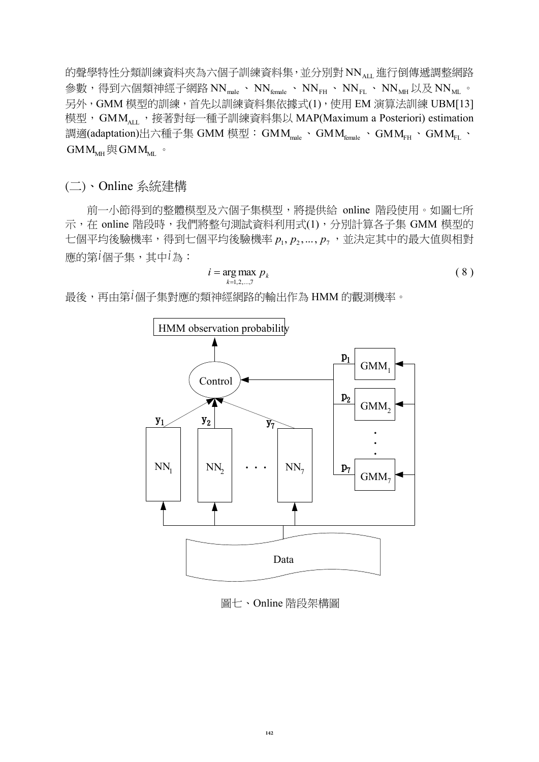的聲學特性分類訓練資料夾為六個子訓練資料集，並分別對 $NN_{ALL}$ 進行倒傳遞調整網路參數，得到六個類神經子網路 $NN_{male}$ 、 $NN_{female}$ 、 $NN_{FH}$ 、 $NN_{FL}$ 、 $NN_{MH}$ 以及 $NN_{ML}$ 。另外，GMM 模型的訓練，首先以訓練資料集依據式(1)，使用 EM 演算法訓練 UBM[13] 模型， $GMM_{ALL}$ ，接著對每一種子訓練資料集以 MAP(Maximum a Posteriori) estimation 調適(adaptation)出六種子集 GMM 模型： $GMM_{male}$ 、 $GMM_{female}$ 、 $GMM_{FH}$ 、 $GMM_{FL}$ 、 $GMM_{MH}$ 與 $GMM_{ML}$ 。

## (二)、Online 系統建構

前一小節得到的整體模型及六個子集模型，將提供給 online 階段使用。如圖七所示，在 online 階段時，我們將整句測試資料利用式(1)，分別計算各子集 GMM 模型的七個平均後驗機率，得到七個平均後驗機率 $p_1, p_2, ..., p_7$ ，並決定其中的最大值與相對應的第 $i$ 個子集，其中 $i$ 為：

$$i = \arg\max_{k=1,2,\ldots,7} p_k \tag{8}$$

最後，再由第 $i$ 個子集對應的類神經網路的輸出作為 HMM 的觀測機率。

圖七、Online 階段架構圖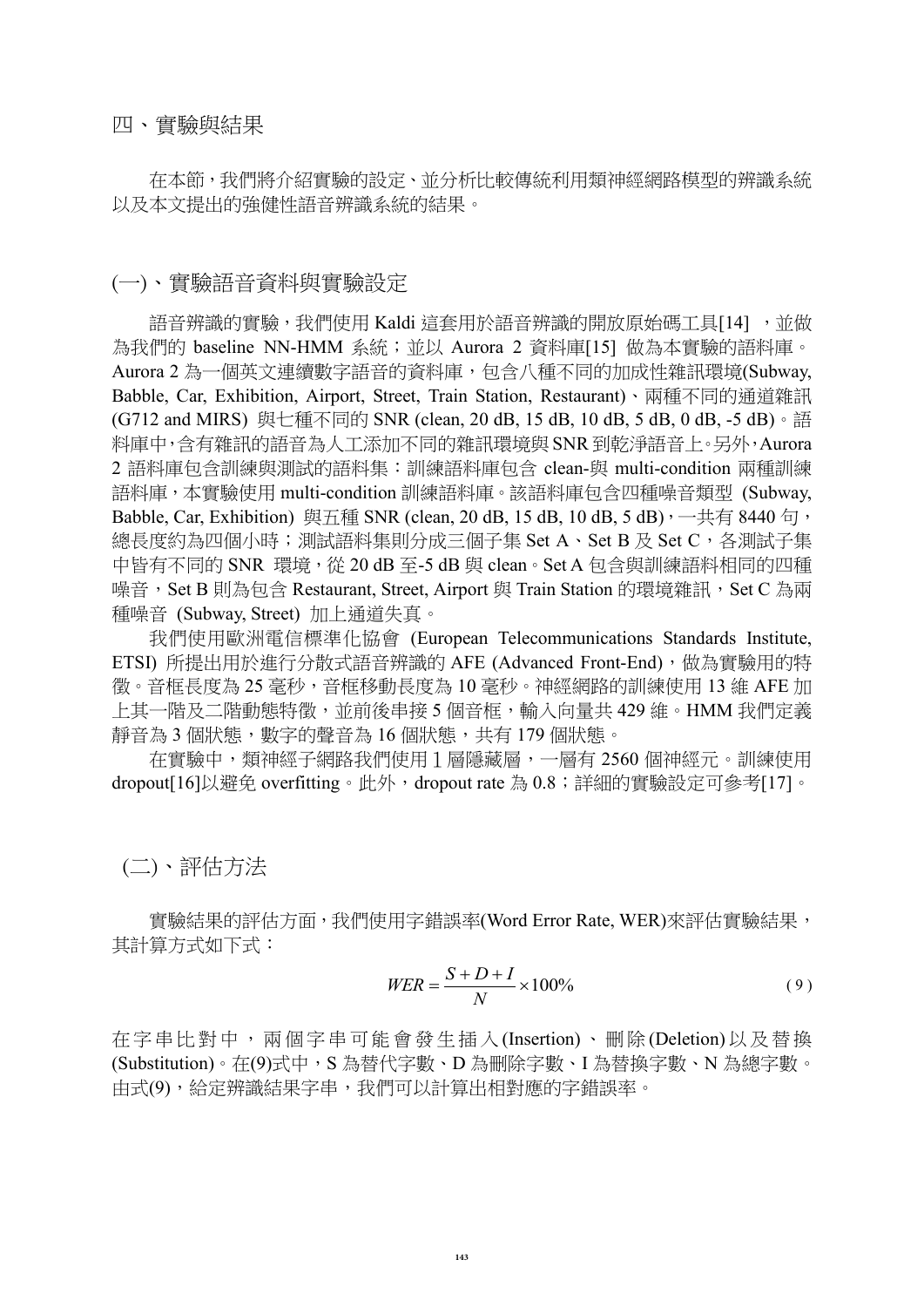## 四、實驗與結果

在本節，我們將介紹實驗的設定、並分析比較傳統利用類神經網路模型的辨識系統以及本文提出的強健性語音辨識系統的結果。

### (一)、實驗語音資料與實驗設定

語音辨識的實驗，我們使用 Kaldi 這套用於語音辨識的開放原始碼工具[14] ，並做為我們的 baseline NN-HMM 系統；並以 Aurora 2 資料庫[15] 做為本實驗的語料庫。Aurora 2 為一個英文連續數字語音的資料庫，包含八種不同的加成性雜訊環境(Subway, Babble, Car, Exhibition, Airport, Street, Train Station, Restaurant)、兩種不同的通道雜訊(G712 and MIRS) 與七種不同的 SNR (clean, 20 dB, 15 dB, 10 dB, 5 dB, 0 dB, -5 dB)。語料庫中，含有雜訊的語音為人工添加不同的雜訊環境與 SNR 到乾淨語音上。另外，Aurora 2 語料庫包含訓練與測試的語料集：訓練語料庫包含 clean-與 multi-condition 兩種訓練語料庫，本實驗使用 multi-condition 訓練語料庫。該語料庫包含四種噪音類型 (Subway, Babble, Car, Exhibition) 與五種 SNR (clean, 20 dB, 15 dB, 10 dB, 5 dB)，一共有 8440 句，總長度約為四個小時；測試語料集則分成三個子集 Set A、Set B 及 Set C，各測試子集中皆有不同的 SNR 環境，從 20 dB 至-5 dB 與 clean。Set A 包含與訓練語料相同的四種噪音，Set B 則為包含 Restaurant, Street, Airport 與 Train Station 的環境雜訊，Set C 為兩種噪音 (Subway, Street) 加上通道失真。

我們使用歐洲電信標準化協會 (European Telecommunications Standards Institute, ETSI) 所提出用於進行分散式語音辨識的 AFE (Advanced Front-End)，做為實驗用的特徵。音框長度為 25 毫秒，音框移動長度為 10 毫秒。神經網路的訓練使用 13 維 AFE 加上其一階及二階動態特徵，並前後串接 5 個音框，輸入向量共 429 維。HMM 我們定義靜音為 3 個狀態，數字的聲音為 16 個狀態，共有 179 個狀態。

在實驗中，類神經子網路我們使用 1 層隱藏層，一層有 2560 個神經元。訓練使用 dropout[16]以避免 overfitting。此外，dropout rate 為 0.8；詳細的實驗設定可參考[17]。

### (二)、評估方法

實驗結果的評估方面，我們使用字錯誤率(Word Error Rate, WER)來評估實驗結果，其計算方式如下式：

$$WER = \frac{S + D + I}{N} \times 100\% \tag{9}$$

在字串比對中，兩個字串可能會發生插入(Insertion)、刪除(Deletion)以及替換(Substitution)。在(9)式中，S 為替代字數、D 為刪除字數、I 為替換字數、N 為總字數。由式(9)，給定辨識結果字串，我們可以計算出相對應的字錯誤率。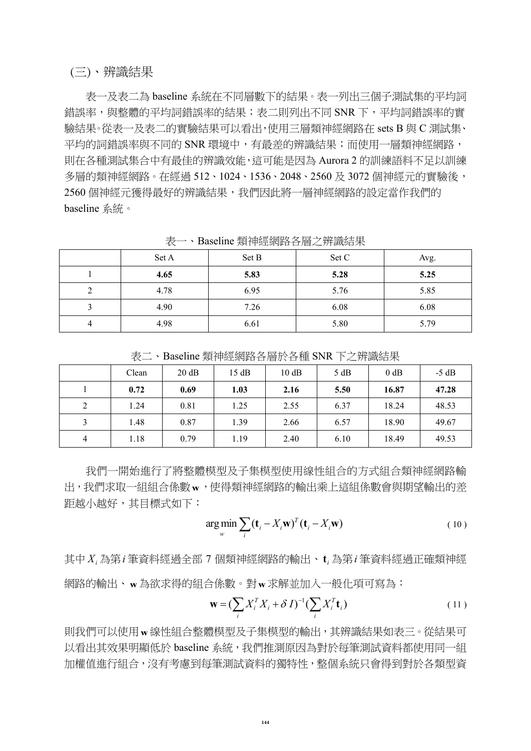## (三)、辨識結果

表一及表二為 baseline 系統在不同層數下的結果。表一列出三個子測試集的平均詞錯誤率，與整體的平均詞錯誤率的結果；表二則列出不同 SNR 下，平均詞錯誤率的實驗結果。從表一及表二的實驗結果可以看出，使用三層類神經網路在 sets B 與 C 測試集、平均的詞錯誤率與不同的 SNR 環境中，有最差的辨識結果；而使用一層類神經網路，則在各種測試集合中有最佳的辨識效能，這可能是因為 Aurora 2 的訓練語料不足以訓練多層的類神經網路。在經過 512、1024、1536、2048、2560 及 3072 個神經元的實驗後，2560 個神經元獲得最好的辨識結果，我們因此將一層神經網路的設定當作我們的 baseline 系統。

表一、Baseline 類神經網路各層之辨識結果

| | Set A | Set B | Set C | Avg. |
|---|---|---|---|---|
| 1 | **4.65** | **5.83** | **5.28** | **5.25** |
| 2 | 4.78 | 6.95 | 5.76 | 5.85 |
| 3 | 4.90 | 7.26 | 6.08 | 6.08 |
| 4 | 4.98 | 6.61 | 5.80 | 5.79 |

表二、Baseline 類神經網路各層於各種 SNR 下之辨識結果

| | Clean | 20 dB | 15 dB | 10 dB | 5 dB | 0 dB | -5 dB |
|---|---|---|---|---|---|---|---|
| 1 | **0.72** | **0.69** | **1.03** | **2.16** | **5.50** | **16.87** | **47.28** |
| 2 | 1.24 | 0.81 | 1.25 | 2.55 | 6.37 | 18.24 | 48.53 |
| 3 | 1.48 | 0.87 | 1.39 | 2.66 | 6.57 | 18.90 | 49.67 |
| 4 | 1.18 | 0.79 | 1.19 | 2.40 | 6.10 | 18.49 | 49.53 |

我們一開始進行了將整體模型及子集模型使用線性組合的方式組合類神經網路輸出，我們求取一組組合係數$\mathbf{w}$，使得類神經網路的輸出乘上這組係數會與期望輸出的差距越小越好，其目標式如下：

$$\arg\min_{w} \sum_{i} (\mathbf{t}_i - X_i \mathbf{w})^T (\mathbf{t}_i - X_i \mathbf{w}) \tag{10}$$

其中$X_i$為第$i$筆資料經過全部 7 個類神經網路的輸出、$\mathbf{t}_i$為第$i$筆資料經過正確類神經網路的輸出、$\mathbf{w}$為欲求得的組合係數。對$\mathbf{w}$求解並加入一般化項可寫為：

$$\mathbf{w} = (\sum_{i} X_i^T X_i + \delta I)^{-1} (\sum_{i} X_i^T \mathbf{t}_i) \tag{11}$$

則我們可以使用$\mathbf{w}$線性組合整體模型及子集模型的輸出，其辨識結果如表三。從結果可以看出其效果明顯低於 baseline 系統，我們推測原因為對於每筆測試資料都使用同一組加權值進行組合，沒有考慮到每筆測試資料的獨特性，整個系統只會得到對於各類型資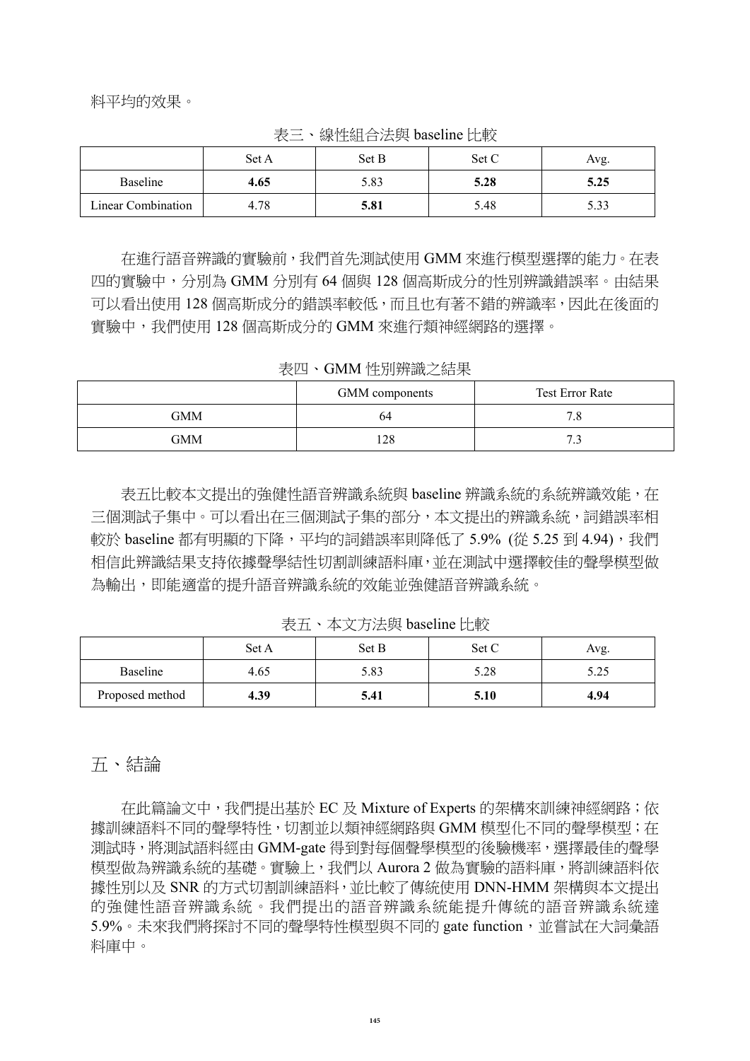料平均的效果。

表三、線性組合法與 baseline 比較

| | Set A | Set B | Set C | Avg. |
|---|---|---|---|---|
| Baseline | **4.65** | 5.83 | **5.28** | **5.25** |
| Linear Combination | 4.78 | **5.81** | 5.48 | 5.33 |

在進行語音辨識的實驗前，我們首先測試使用 GMM 來進行模型選擇的能力。在表四的實驗中，分別為 GMM 分別有 64 個與 128 個高斯成分的性別辨識錯誤率。由結果可以看出使用 128 個高斯成分的錯誤率較低，而且也有著不錯的辨識率，因此在後面的實驗中，我們使用 128 個高斯成分的 GMM 來進行類神經網路的選擇。

表四、GMM 性別辨識之結果

| | GMM components | Test Error Rate |
|---|---|---|
| GMM | 64 | 7.8 |
| GMM | 128 | 7.3 |

表五比較本文提出的強健性語音辨識系統與 baseline 辨識系統的系統辨識效能，在三個測試子集中。可以看出在三個測試子集的部分，本文提出的辨識系統，詞錯誤率相較於 baseline 都有明顯的下降，平均的詞錯誤率則降低了 5.9% (從 5.25 到 4.94)，我們相信此辨識結果支持依據聲學結性切割訓練語料庫，並在測試中選擇較佳的聲學模型做為輸出，即能適當的提升語音辨識系統的效能並強健語音辨識系統。

表五、本文方法與 baseline 比較

| | Set A | Set B | Set C | Avg. |
|---|---|---|---|---|
| Baseline | 4.65 | 5.83 | 5.28 | 5.25 |
| Proposed method | **4.39** | **5.41** | **5.10** | **4.94** |

## 五、結論

在此篇論文中，我們提出基於 EC 及 Mixture of Experts 的架構來訓練神經網路；依據訓練語料不同的聲學特性，切割並以類神經網路與 GMM 模型化不同的聲學模型；在測試時，將測試語料經由 GMM-gate 得到對每個聲學模型的後驗機率，選擇最佳的聲學模型做為辨識系統的基礎。實驗上，我們以 Aurora 2 做為實驗的語料庫，將訓練語料依據性別以及 SNR 的方式切割訓練語料，並比較了傳統使用 DNN-HMM 架構與本文提出的強健性語音辨識系統。我們提出的語音辨識系統能提升傳統的語音辨識系統達 5.9%。未來我們將探討不同的聲學特性模型與不同的 gate function，並嘗試在大詞彙語料庫中。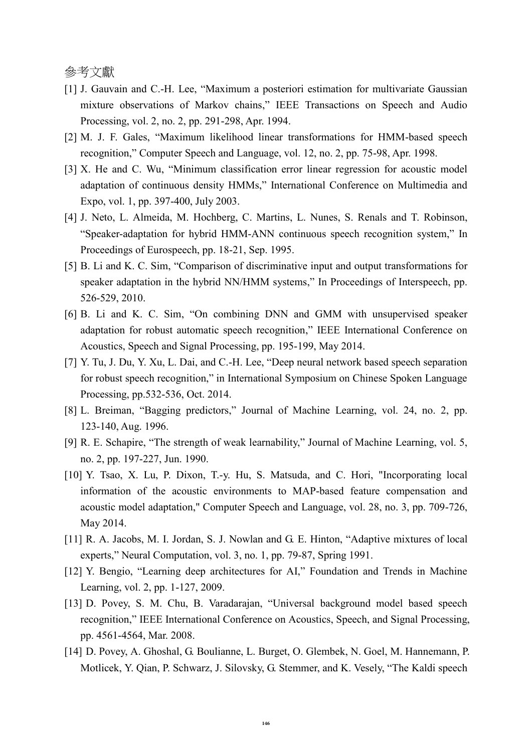# 參考文獻

[1] J. Gauvain and C.-H. Lee, “Maximum a posteriori estimation for multivariate Gaussian mixture observations of Markov chains,” IEEE Transactions on Speech and Audio Processing, vol. 2, no. 2, pp. 291-298, Apr. 1994.

[2] M. J. F. Gales, “Maximum likelihood linear transformations for HMM-based speech recognition,” Computer Speech and Language, vol. 12, no. 2, pp. 75-98, Apr. 1998.

[3] X. He and C. Wu, “Minimum classification error linear regression for acoustic model adaptation of continuous density HMMs,” International Conference on Multimedia and Expo, vol. 1, pp. 397-400, July 2003.

[4] J. Neto, L. Almeida, M. Hochberg, C. Martins, L. Nunes, S. Renals and T. Robinson, “Speaker-adaptation for hybrid HMM-ANN continuous speech recognition system,” In Proceedings of Eurospeech, pp. 18-21, Sep. 1995.

[5] B. Li and K. C. Sim, “Comparison of discriminative input and output transformations for speaker adaptation in the hybrid NN/HMM systems,” In Proceedings of Interspeech, pp. 526-529, 2010.

[6] B. Li and K. C. Sim, “On combining DNN and GMM with unsupervised speaker adaptation for robust automatic speech recognition,” IEEE International Conference on Acoustics, Speech and Signal Processing, pp. 195-199, May 2014.

[7] Y. Tu, J. Du, Y. Xu, L. Dai, and C.-H. Lee, “Deep neural network based speech separation for robust speech recognition,” in International Symposium on Chinese Spoken Language Processing, pp.532-536, Oct. 2014.

[8] L. Breiman, “Bagging predictors,” Journal of Machine Learning, vol. 24, no. 2, pp. 123-140, Aug. 1996.

[9] R. E. Schapire, “The strength of weak learnability,” Journal of Machine Learning, vol. 5, no. 2, pp. 197-227, Jun. 1990.

[10] Y. Tsao, X. Lu, P. Dixon, T.-y. Hu, S. Matsuda, and C. Hori, "Incorporating local information of the acoustic environments to MAP-based feature compensation and acoustic model adaptation," Computer Speech and Language, vol. 28, no. 3, pp. 709-726, May 2014.

[11] R. A. Jacobs, M. I. Jordan, S. J. Nowlan and G. E. Hinton, “Adaptive mixtures of local experts,” Neural Computation, vol. 3, no. 1, pp. 79-87, Spring 1991.

[12] Y. Bengio, “Learning deep architectures for AI,” Foundation and Trends in Machine Learning, vol. 2, pp. 1-127, 2009.

[13] D. Povey, S. M. Chu, B. Varadarajan, “Universal background model based speech recognition,” IEEE International Conference on Acoustics, Speech, and Signal Processing, pp. 4561-4564, Mar. 2008.

[14] D. Povey, A. Ghoshal, G. Boulianne, L. Burget, O. Glembek, N. Goel, M. Hannemann, P. Motlicek, Y. Qian, P. Schwarz, J. Silovsky, G. Stemmer, and K. Vesely, “The Kaldi speech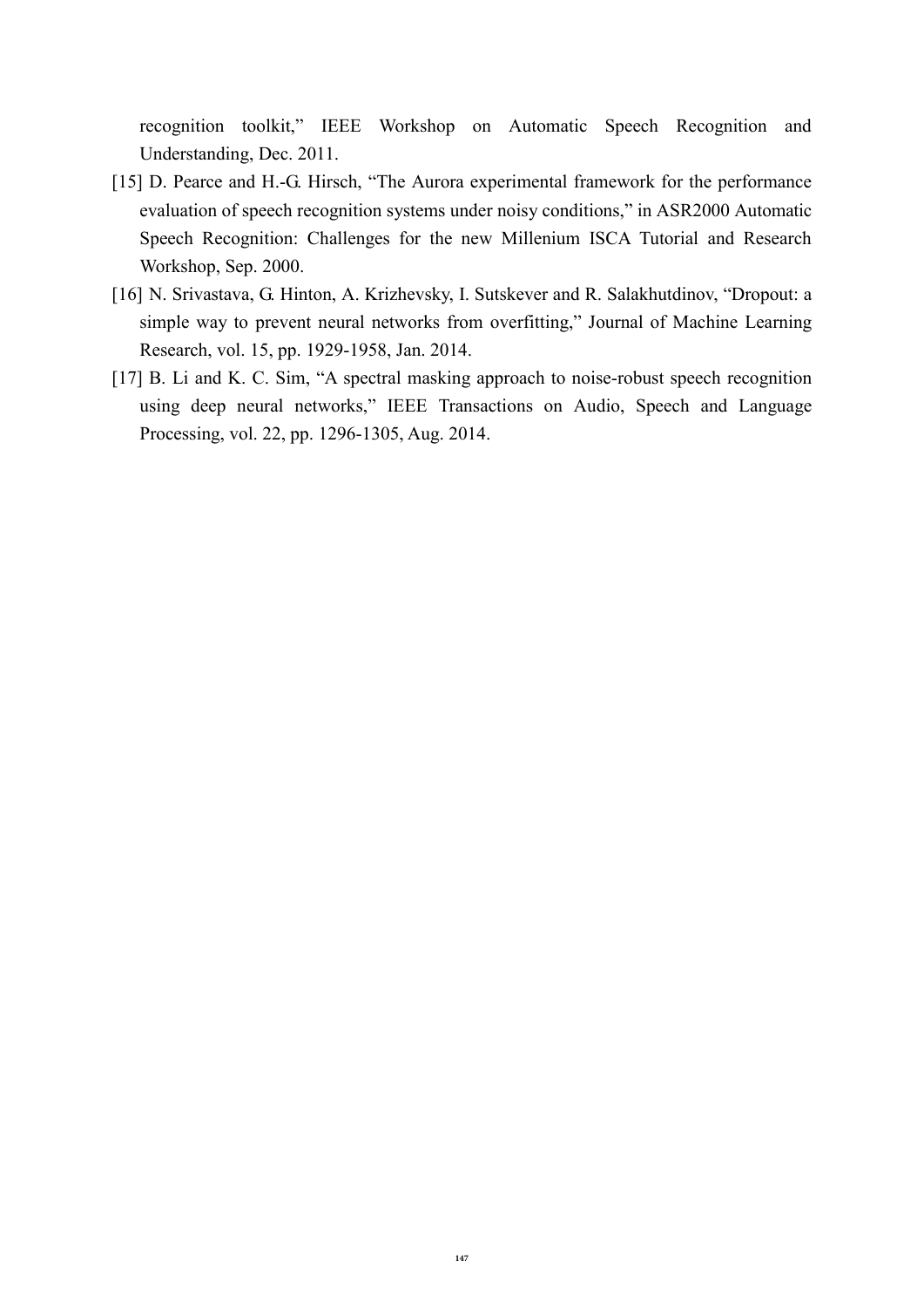recognition toolkit," IEEE Workshop on Automatic Speech Recognition and Understanding, Dec. 2011.

[15] D. Pearce and H.-G. Hirsch, "The Aurora experimental framework for the performance evaluation of speech recognition systems under noisy conditions," in ASR2000 Automatic Speech Recognition: Challenges for the new Millenium ISCA Tutorial and Research Workshop, Sep. 2000.

[16] N. Srivastava, G. Hinton, A. Krizhevsky, I. Sutskever and R. Salakhutdinov, "Dropout: a simple way to prevent neural networks from overfitting," Journal of Machine Learning Research, vol. 15, pp. 1929-1958, Jan. 2014.

[17] B. Li and K. C. Sim, "A spectral masking approach to noise-robust speech recognition using deep neural networks," IEEE Transactions on Audio, Speech and Language Processing, vol. 22, pp. 1296-1305, Aug. 2014.